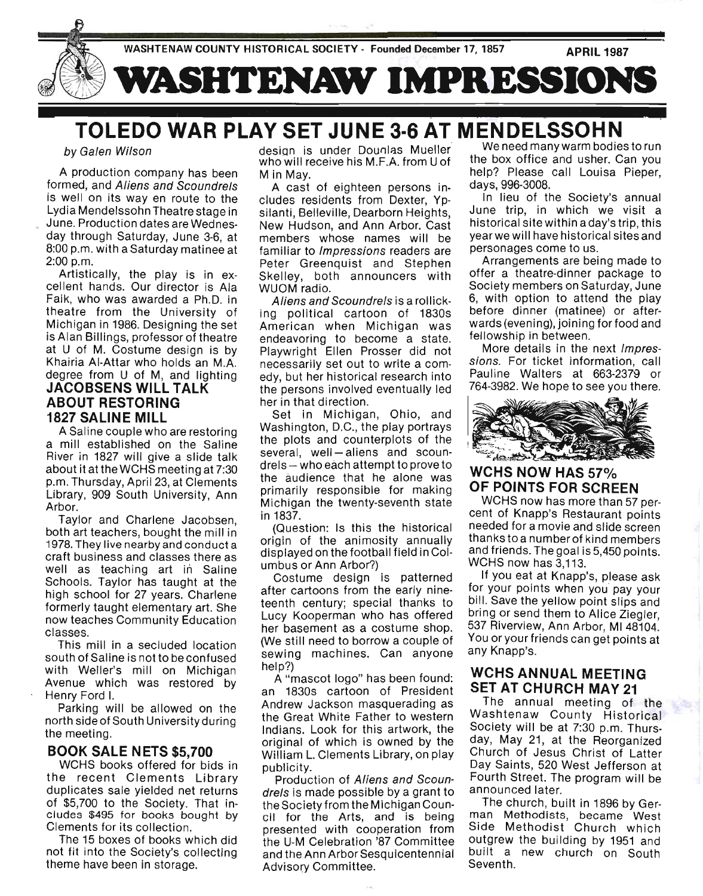WASHTENAW COUNTY HISTORICAL SOCIETY - Founded December 17, 1857 APRIL 1987

# WASHTENAW IMPRESSIONS

## TOLEDO WAR PLAY SET JUNE 3-6 AT MENDELSSOHN

*by Galen Wilson*

A production company has been formed, and *Aliens and Scoundrels* is well on its way en route to the Lydia Mendelssohn Theatre stage in June. Production dates are Wednesday through Saturday, June 3-6, at 8:00 p.m. with a Saturday matinee at 2:00 p.m.

Artistically, the play is in excellent hands. Our director is Ala Faik, who was awarded a Ph.D. in theatre from the University of Michigan in 1986. Designing the set is Alan Billings, professor of theatre at U of M. Costume design is by Khairia Al-Attar who holds an M.A. degree from U of M, and lighting design is under Douglas Mueller who will receive his M.F.A. from U of M in May.

A cast of eighteen persons includes residents from Dexter, Ypsilanti, Belleville, Dearborn Heights, New Hudson, and Ann Arbor. Cast members whose names will be familiar to *Impressions* readers are Peter Greenquist and Stephen Skelley, both announcers with WUOM radio.

*Aliens and Scoundrels* is a rollicking political cartoon of 1830s American when Michigan was endeavoring to become a state. Playwright Ellen Prosser did not necessarily set out to write a comedy, but her historical research into the persons involved eventually led her in that direction.

Set in Michigan, Ohio, and Washington, D.C., the play portrays the plots and counterplots of the several, well—aliens and scoundrels—who each attempt to prove to the audience that he alone was primarily responsible for making Michigan the twenty-seventh state in 1837.

(Question: Is this the historical origin of the animosity annually displayed on the football field in Columbus or Ann Arbor?)

Costume design is patterned after cartoons from the early nineteenth century; special thanks to Lucy Kooperman who has offered her basement as a costume shop. (We still need to borrow a couple of sewing machines. Can anyone help?)

A "mascot logo" has been found: an 1830s cartoon of President Andrew Jackson masquerading as the Great White Father to western Indians. Look for this artwork, the original of which is owned by the William L. Clements Library, on play publicity.

Production of *Aliens and Scoundrels* is made possible by a grant to the Society from the Michigan Council for the Arts, and is being presented with cooperation from the U-M Celebration '87 Committee and the Ann Arbor Sesquicentennial Advisory Committee.

We need many warm bodies to run the box office and usher. Can you help? Please call Louisa Pieper, days, 996-3008.

In lieu of the Society's annual June trip, in which we visit a historical site within a day's trip, this year we will have historical sites and personages come to us.

Arrangements are being made to offer a theatre-dinner package to Society members on Saturday, June 6, with option to attend the play before dinner (matinee) or afterwards (evening), joining for food and fellowship in between.

More details in the next *Impressions*. For ticket information, call Pauline Walters at 663-2379 or 764-3982. We hope to see you there.

### JACOBSENS WILL TALK ABOUT RESTORING 1827 SALINE MILL

A Saline couple who are restoring a mill established on the Saline River in 1827 will give a slide talk about it at the WCHS meeting at 7:30 p.m. Thursday, April 23, at Clements Library, 909 South University, Ann Arbor.

Taylor and Charlene Jacobsen, both art teachers, bought the mill in 1978. They live nearby and conduct a craft business and classes there as well as teaching art in Saline Schools. Taylor has taught at the high school for 27 years. Charlene formerly taught elementary art. She now teaches Community Education classes.

This mill in a secluded location south of Saline is not to be confused with Weller's mill on Michigan Avenue which was restored by Henry Ford I.

Parking will be allowed on the north side of South University during the meeting.

### BOOK SALE NETS $5,700

WCHS books offered for bids in the recent Clements Library duplicates sale yielded net returns of $5,700 to the Society. That includes $495 for books bought by Clements for its collection.

The 15 boxes of books which did not fit into the Society's collecting theme have been in storage.

### WCHS NOW HAS 57% OF POINTS FOR SCREEN

WCHS now has more than 57 percent of Knapp's Restaurant points needed for a movie and slide screen thanks to a number of kind members and friends. The goal is 5,450 points. WCHS now has 3,113.

If you eat at Knapp's, please ask for your points when you pay your bill. Save the yellow point slips and bring or send them to Alice Ziegler, 537 Riverview, Ann Arbor, MI 48104. You or your friends can get points at any Knapp's.

### WCHS ANNUAL MEETING SET AT CHURCH MAY 21

The annual meeting of the Washtenaw County Historical Society will be at 7:30 p.m. Thursday, May 21, at the Reorganized Church of Jesus Christ of Latter Day Saints, 520 West Jefferson at Fourth Street. The program will be announced later.

The church, built in 1896 by German Methodists, became West Side Methodist Church which outgrew the building by 1951 and built a new church on South Seventh.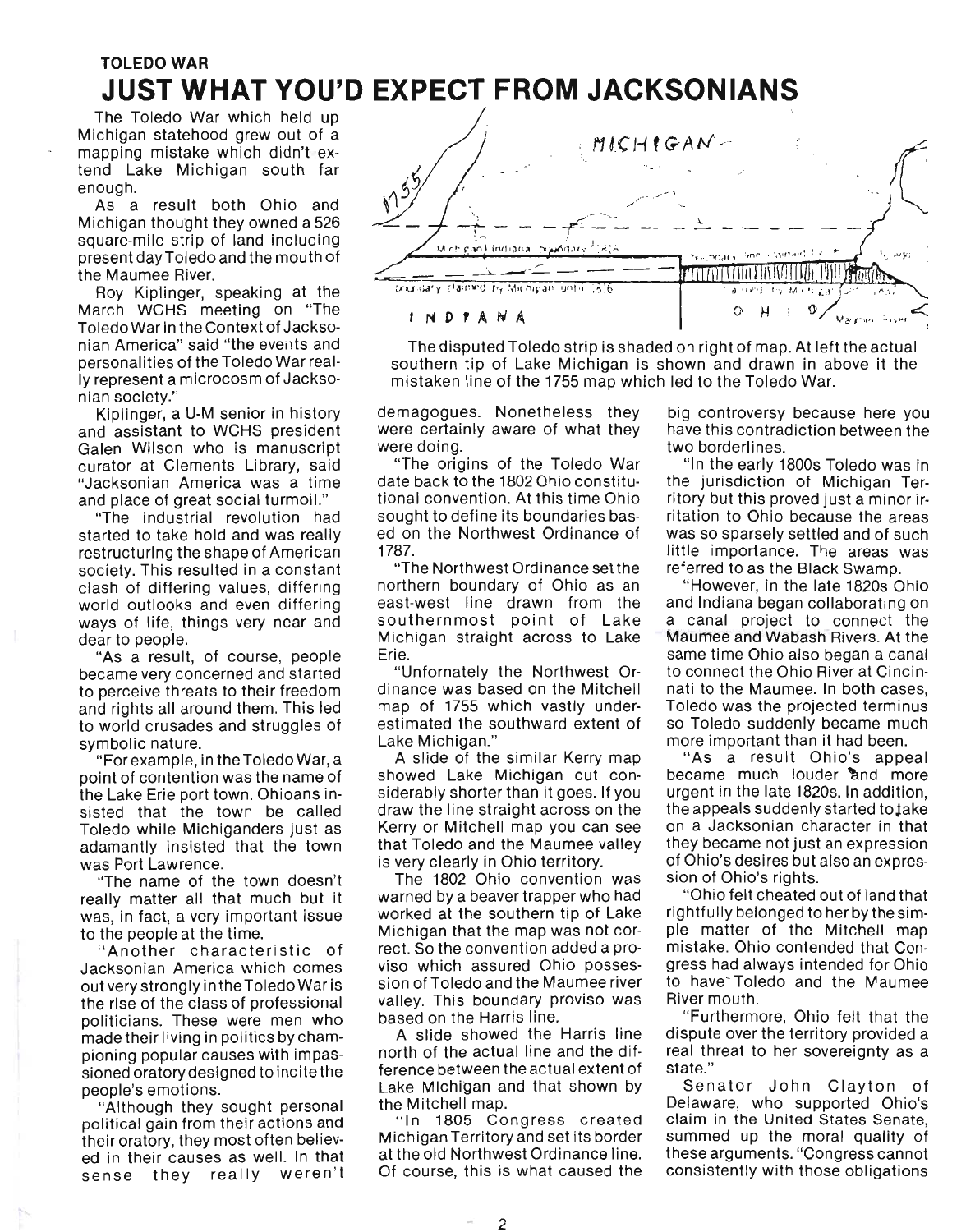**TOLEDO WAR**

# JUST WHAT YOU'D EXPECT FROM JACKSONIANS

The Toledo War which held up Michigan statehood grew out of a mapping mistake which didn't extend Lake Michigan south far enough.

As a result both Ohio and Michigan thought they owned a 526 square-mile strip of land including present day Toledo and the mouth of the Maumee River.

Roy Kiplinger, speaking at the March WCHS meeting on "The Toledo War in the Context of Jacksonian America" said "the events and personalities of the Toledo War really represent a microcosm of Jacksonian society."

Kiplinger, a U-M senior in history and assistant to WCHS president Galen Wilson who is manuscript curator at Clements Library, said "Jacksonian America was a time and place of great social turmoil."

"The industrial revolution had started to take hold and was really restructuring the shape of American society. This resulted in a constant clash of differing values, differing world outlooks and even differing ways of life, things very near and dear to people.

"As a result, of course, people became very concerned and started to perceive threats to their freedom and rights all around them. This led to world crusades and struggles of symbolic nature.

"For example, in the Toledo War, a point of contention was the name of the Lake Erie port town. Ohioans insisted that the town be called Toledo while Michiganders just as adamantly insisted that the town was Port Lawrence.

"The name of the town doesn't really matter all that much but it was, in fact, a very important issue to the people at the time.

"Another characteristic of Jacksonian America which comes out very strongly in the Toledo War is the rise of the class of professional politicians. These were men who made their living in politics by championing popular causes with impassioned oratory designed to incite the people's emotions.

"Although they sought personal political gain from their actions and their oratory, they most often believed in their causes as well. In that sense they really weren't demagogues. Nonetheless they were certainly aware of what they were doing.

"The origins of the Toledo War date back to the 1802 Ohio constitutional convention. At this time Ohio sought to define its boundaries based on the Northwest Ordinance of 1787.

"The Northwest Ordinance set the northern boundary of Ohio as an east-west line drawn from the southernmost point of Lake Michigan straight across to Lake Erie.

"Unfornately the Northwest Ordinance was based on the Mitchell map of 1755 which vastly underestimated the southward extent of Lake Michigan."

A slide of the similar Kerry map showed Lake Michigan cut considerably shorter than it goes. If you draw the line straight across on the Kerry or Mitchell map you can see that Toledo and the Maumee valley is very clearly in Ohio territory.

The 1802 Ohio convention was warned by a beaver trapper who had worked at the southern tip of Lake Michigan that the map was not correct. So the convention added a proviso which assured Ohio possession of Toledo and the Maumee river valley. This boundary proviso was based on the Harris line.

A slide showed the Harris line north of the actual line and the difference between the actual extent of Lake Michigan and that shown by the Mitchell map.

"In 1805 Congress created Michigan Territory and set its border at the old Northwest Ordinance line. Of course, this is what caused the big controversy because here you have this contradiction between the two borderlines.

"In the early 1800s Toledo was in the jurisdiction of Michigan Territory but this proved just a minor irritation to Ohio because the areas was so sparsely settled and of such little importance. The areas was referred to as the Black Swamp.

"However, in the late 1820s Ohio and Indiana began collaborating on a canal project to connect the Maumee and Wabash Rivers. At the same time Ohio also began a canal to connect the Ohio River at Cincinnati to the Maumee. In both cases, Toledo was the projected terminus so Toledo suddenly became much more important than it had been.

"As a result Ohio's appeal became much louder and more urgent in the late 1820s. In addition, the appeals suddenly started to take on a Jacksonian character in that they became not just an expression of Ohio's desires but also an expression of Ohio's rights.

"Ohio felt cheated out of land that rightfully belonged to her by the simple matter of the Mitchell map mistake. Ohio contended that Congress had always intended for Ohio to have Toledo and the Maumee River mouth.

"Furthermore, Ohio felt that the dispute over the territory provided a real threat to her sovereignty as a state."

Senator John Clayton of Delaware, who supported Ohio's claim in the United States Senate, summed up the moral quality of these arguments. "Congress cannot consistently with those obligations

The disputed Toledo strip is shaded on right of map. At left the actual southern tip of Lake Michigan is shown and drawn in above it the mistaken line of the 1755 map which led to the Toledo War.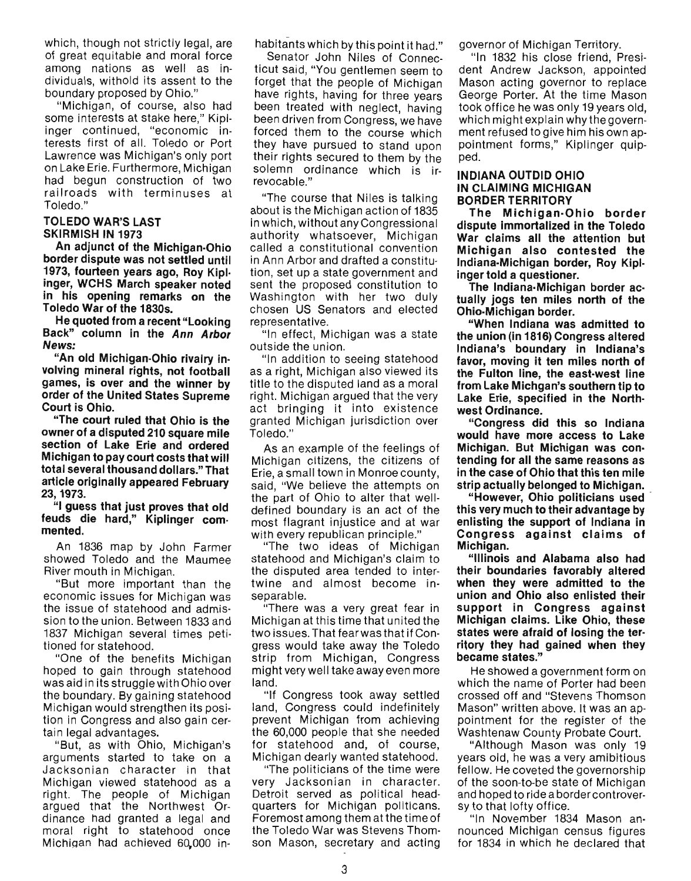which, though not strictly legal, are of great equitable and moral force among nations as well as individuals, withold its assent to the boundary proposed by Ohio."

"Michigan, of course, also had some interests at stake here," Kiplinger continued, "economic interests first of all. Toledo or Port Lawrence was Michigan's only port on Lake Erie. Furthermore, Michigan had begun construction of two railroads with terminuses at Toledo."

### TOLEDO WAR'S LAST SKIRMISH IN 1973

**An adjunct of the Michigan-Ohio border dispute was not settled until 1973, fourteen years ago, Roy Kiplinger, WCHS March speaker noted in his opening remarks on the Toledo War of the 1830s.**

**He quoted from a recent "Looking Back" column in the *Ann Arbor News:***

**"An old Michigan-Ohio rivalry involving mineral rights, not football games, is over and the winner by order of the United States Supreme Court is Ohio.**

**"The court ruled that Ohio is the owner of a disputed 210 square mile section of Lake Erie and ordered Michigan to pay court costs that will total several thousand dollars." That article originally appeared February 23, 1973.**

**"I guess that just proves that old feuds die hard," Kiplinger commented.**

An 1836 map by John Farmer showed Toledo and the Maumee River mouth in Michigan.

"But more important than the economic issues for Michigan was the issue of statehood and admission to the union. Between 1833 and 1837 Michigan several times petitioned for statehood.

"One of the benefits Michigan hoped to gain through statehood was aid in its struggle with Ohio over the boundary. By gaining statehood Michigan would strengthen its position in Congress and also gain certain legal advantages.

"But, as with Ohio, Michigan's arguments started to take on a Jacksonian character in that Michigan viewed statehood as a right. The people of Michigan argued that the Northwest Ordinance had granted a legal and moral right to statehood once Michigan had achieved 60,000 inhabitants which by this point it had."

Senator John Niles of Connecticut said, "You gentlemen seem to forget that the people of Michigan have rights, having for three years been treated with neglect, having been driven from Congress, we have forced them to the course which they have pursued to stand upon their rights secured to them by the solemn ordinance which is irrevocable."

"The course that Niles is talking about is the Michigan action of 1835 in which, without any Congressional authority whatsoever, Michigan called a constitutional convention in Ann Arbor and drafted a constitution, set up a state government and sent the proposed constitution to Washington with her two duly chosen US Senators and elected representative.

"In effect, Michigan was a state outside the union.

"In addition to seeing statehood as a right, Michigan also viewed its title to the disputed land as a moral right. Michigan argued that the very act bringing it into existence granted Michigan jurisdiction over Toledo."

As an example of the feelings of Michigan citizens, the citizens of Erie, a small town in Monroe county, said, "We believe the attempts on the part of Ohio to alter that well-defined boundary is an act of the most flagrant injustice and at war with every republican principle."

"The two ideas of Michigan statehood and Michigan's claim to the disputed area tended to intertwine and almost become inseparable.

"There was a very great fear in Michigan at this time that united the two issues. That fear was that if Congress would take away the Toledo strip from Michigan, Congress might very well take away even more land.

"If Congress took away settled land, Congress could indefinitely prevent Michigan from achieving the 60,000 people that she needed for statehood and, of course, Michigan dearly wanted statehood.

"The politicians of the time were very Jacksonian in character. Detroit served as political headquarters for Michigan politicans. Foremost among them at the time of the Toledo War was Stevens Thomson Mason, secretary and acting governor of Michigan Territory.

"In 1832 his close friend, President Andrew Jackson, appointed Mason acting governor to replace George Porter. At the time Mason took office he was only 19 years old, which might explain why the government refused to give him his own appointment forms," Kiplinger quipped.

### INDIANA OUTDID OHIO IN CLAIMING MICHIGAN BORDER TERRITORY

**The Michigan-Ohio border dispute immortalized in the Toledo War claims all the attention but Michigan also contested the Indiana-Michigan border, Roy Kiplinger told a questioner.**

**The Indiana-Michigan border actually jogs ten miles north of the Ohio-Michigan border.**

**"When Indiana was admitted to the union (in 1816) Congress altered Indiana's boundary in Indiana's favor, moving it ten miles north of the Fulton line, the east-west line from Lake Michgan's southern tip to Lake Erie, specified in the Northwest Ordinance.**

**"Congress did this so Indiana would have more access to Lake Michigan. But Michigan was contending for all the same reasons as in the case of Ohio that this ten mile strip actually belonged to Michigan.**

**"However, Ohio politicians used this very much to their advantage by enlisting the support of Indiana in Congress against claims of Michigan.**

**"Illinois and Alabama also had their boundaries favorably altered when they were admitted to the union and Ohio also enlisted their support in Congress against Michigan claims. Like Ohio, these states were afraid of losing the territory they had gained when they became states."**

He showed a government form on which the name of Porter had been crossed off and "Stevens Thomson Mason" written above. It was an appointment for the register of the Washtenaw County Probate Court.

"Although Mason was only 19 years old, he was a very amibitious fellow. He coveted the governorship of the soon-to-be state of Michigan and hoped to ride a border controversy to that lofty office.

"In November 1834 Mason announced Michigan census figures for 1834 in which he declared that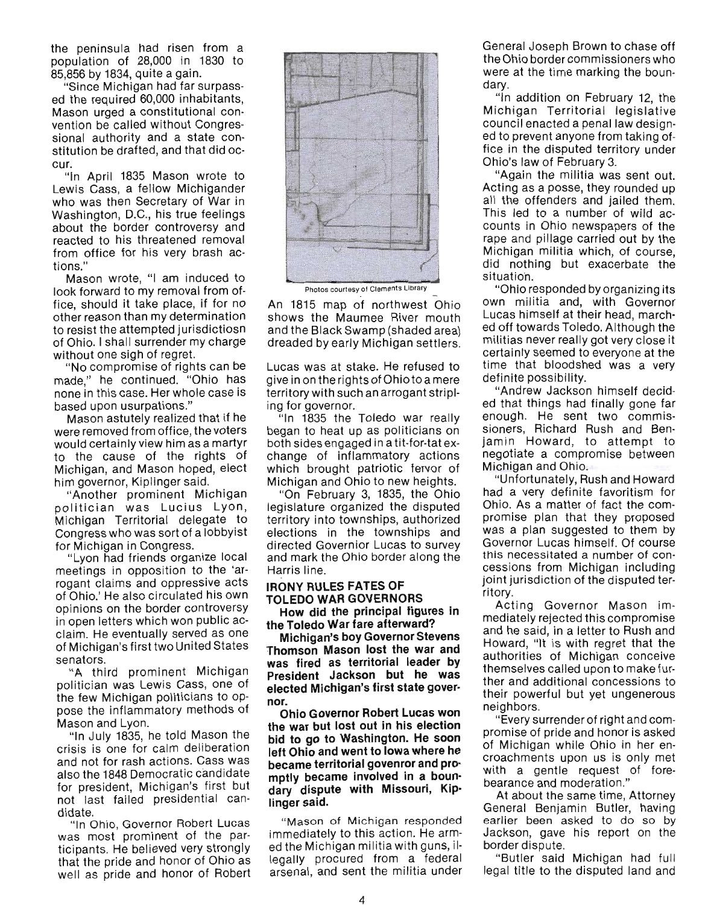the peninsula had risen from a population of 28,000 in 1830 to 85,856 by 1834, quite a gain.

"Since Michigan had far surpassed the required 60,000 inhabitants, Mason urged a constitutional convention be called without Congressional authority and a state constitution be drafted, and that did occur.

"In April 1835 Mason wrote to Lewis Cass, a fellow Michigander who was then Secretary of War in Washington, D.C., his true feelings about the border controversy and reacted to his threatened removal from office for his very brash actions."

Mason wrote, "I am induced to look forward to my removal from office, should it take place, if for no other reason than my determination to resist the attempted jurisdictiosn of Ohio. I shall surrender my charge without one sigh of regret.

"No compromise of rights can be made," he continued. "Ohio has none in this case. Her whole case is based upon usurpations."

Mason astutely realized that if he were removed from office, the voters would certainly view him as a martyr to the cause of the rights of Michigan, and Mason hoped, elect him governor, Kiplinger said.

"Another prominent Michigan politician was Lucius Lyon, Michigan Territorial delegate to Congress who was sort of a lobbyist for Michigan in Congress.

"Lyon had friends organize local meetings in opposition to the 'arrogant claims and oppressive acts of Ohio.' He also circulated his own opinions on the border controversy in open letters which won public acclaim. He eventually served as one of Michigan's first two United States senators.

"A third prominent Michigan politician was Lewis Cass, one of the few Michigan politicians to oppose the inflammatory methods of Mason and Lyon.

"In July 1835, he told Mason the crisis is one for calm deliberation and not for rash actions. Cass was also the 1848 Democratic candidate for president, Michigan's first but not last failed presidential candidate.

"In Ohio, Governor Robert Lucas was most prominent of the participants. He believed very strongly that the pride and honor of Ohio as well as pride and honor of Robert Lucas was at stake. He refused to give in on the rights of Ohio to a mere territory with such an arrogant stripling for governor.

Photos courtesy of Clements Library

An 1815 map of northwest Ohio shows the Maumee River mouth and the Black Swamp (shaded area) dreaded by early Michigan settlers.

"In 1835 the Toledo war really began to heat up as politicians on both sides engaged in a tit-for-tat exchange of inflammatory actions which brought patriotic fervor of Michigan and Ohio to new heights.

"On February 3, 1835, the Ohio legislature organized the disputed territory into townships, authorized elections in the townships and directed Governor Lucas to survey and mark the Ohio border along the Harris line.

## IRONY RULES FATES OF TOLEDO WAR GOVERNORS

**How did the principal figures in the Toledo War fare afterward?**

**Michigan's boy Governor Stevens Thomson Mason lost the war and was fired as territorial leader by President Jackson but he was elected Michigan's first state governor.**

**Ohio Governor Robert Lucas won the war but lost out in his election bid to go to Washington. He soon left Ohio and went to Iowa where he became territorial govenror and promptly became involved in a boundary dispute with Missouri, Kiplinger said.**

"Mason of Michigan responded immediately to this action. He armed the Michigan militia with guns, illegally procured from a federal arsenal, and sent the militia under General Joseph Brown to chase off the Ohio border commissioners who were at the time marking the boundary.

"In addition on February 12, the Michigan Territorial legislative council enacted a penal law designed to prevent anyone from taking office in the disputed territory under Ohio's law of February 3.

"Again the militia was sent out. Acting as a posse, they rounded up all the offenders and jailed them. This led to a number of wild accounts in Ohio newspapers of the rape and pillage carried out by the Michigan militia which, of course, did nothing but exacerbate the situation.

"Ohio responded by organizing its own militia and, with Governor Lucas himself at their head, marched off towards Toledo. Although the militias never really got very close it certainly seemed to everyone at the time that bloodshed was a very definite possibility.

"Andrew Jackson himself decided that things had finally gone far enough. He sent two commissioners, Richard Rush and Benjamin Howard, to attempt to negotiate a compromise between Michigan and Ohio.

"Unfortunately, Rush and Howard had a very definite favoritism for Ohio. As a matter of fact the compromise plan that they proposed was a plan suggested to them by Governor Lucas himself. Of course this necessitated a number of concessions from Michigan including joint jurisdiction of the disputed territory.

Acting Governor Mason immediately rejected this compromise and he said, in a letter to Rush and Howard, "It is with regret that the authorities of Michigan conceive themselves called upon to make further and additional concessions to their powerful but yet ungenerous neighbors.

"Every surrender of right and compromise of pride and honor is asked of Michigan while Ohio in her encroachments upon us is only met with a gentle request of forebearance and moderation."

At about the same time, Attorney General Benjamin Butler, having earlier been asked to do so by Jackson, gave his report on the border dispute.

"Butler said Michigan had full legal title to the disputed land and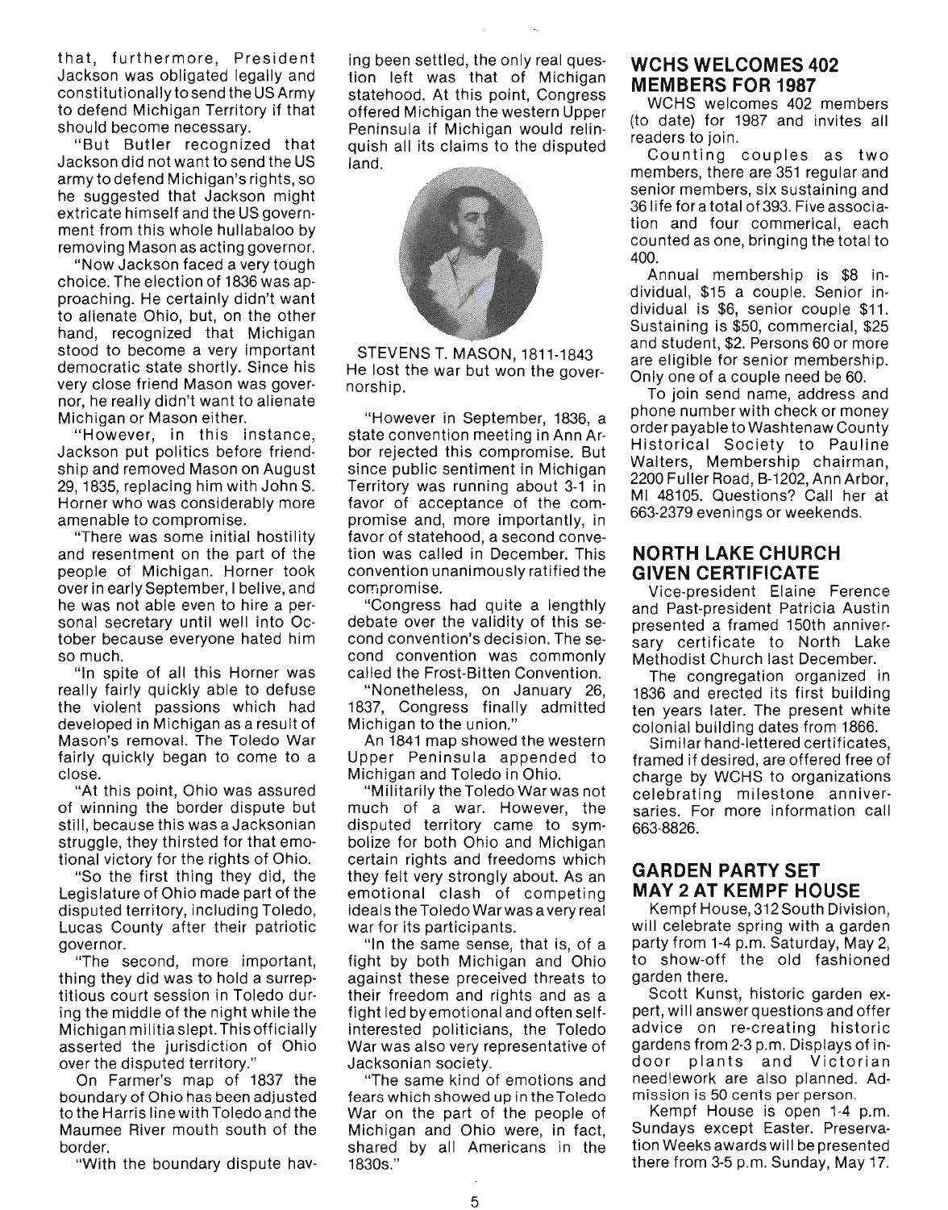that, furthermore, President Jackson was obligated legally and constitutionally to send the US Army to defend Michigan Territory if that should become necessary.

"But Butler recognized that Jackson did not want to send the US army to defend Michigan's rights, so he suggested that Jackson might extricate himself and the US government from this whole hullabaloo by removing Mason as acting governor.

"Now Jackson faced a very tough choice. The election of 1836 was approaching. He certainly didn't want to alienate Ohio, but, on the other hand, recognized that Michigan stood to become a very important democratic state shortly. Since his very close friend Mason was governor, he really didn't want to alienate Michigan or Mason either.

"However, in this instance, Jackson put politics before friendship and removed Mason on August 29, 1835, replacing him with John S. Horner who was considerably more amenable to compromise.

"There was some initial hostility and resentment on the part of the people of Michigan. Horner took over in early September, I belive, and he was not able even to hire a personal secretary until well into October because everyone hated him so much.

"In spite of all this Horner was really fairly quickly able to defuse the violent passions which had developed in Michigan as a result of Mason's removal. The Toledo War fairly quickly began to come to a close.

"At this point, Ohio was assured of winning the border dispute but still, because this was a Jacksonian struggle, they thirsted for that emotional victory for the rights of Ohio.

"So the first thing they did, the Legislature of Ohio made part of the disputed territory, including Toledo, Lucas County after their patriotic governor.

"The second, more important, thing they did was to hold a surreptitious court session in Toledo during the middle of the night while the Michigan militia slept. This officially asserted the jurisdiction of Ohio over the disputed territory."

On Farmer's map of 1837 the boundary of Ohio has been adjusted to the Harris line with Toledo and the Maumee River mouth south of the border.

"With the boundary dispute having been settled, the only real question left was that of Michigan statehood. At this point, Congress offered Michigan the western Upper Peninsula if Michigan would relinquish all its claims to the disputed land.

STEVENS T. MASON, 1811-1843
He lost the war but won the governorship.

"However in September, 1836, a state convention meeting in Ann Arbor rejected this compromise. But since public sentiment in Michigan Territory was running about 3-1 in favor of acceptance of the compromise and, more importantly, in favor of statehood, a second convetion was called in December. This convention unanimously ratified the compromise.

"Congress had quite a lengthly debate over the validity of this second convention's decision. The second convention was commonly called the Frost-Bitten Convention.

"Nonetheless, on January 26, 1837, Congress finally admitted Michigan to the union."

An 1841 map showed the western Upper Peninsula appended to Michigan and Toledo in Ohio.

"Militarily the Toledo War was not much of a war. However, the disputed territory came to symbolize for both Ohio and Michigan certain rights and freedoms which they felt very strongly about. As an emotional clash of competing ideals the Toledo War was a very real war for its participants.

"In the same sense, that is, of a fight by both Michigan and Ohio against these preceived threats to their freedom and rights and as a fight led by emotional and often self-interested politicians, the Toledo War was also very representative of Jacksonian society.

"The same kind of emotions and fears which showed up in the Toledo War on the part of the people of Michigan and Ohio were, in fact, shared by all Americans in the 1830s."

## WCHS WELCOMES 402 MEMBERS FOR 1987

WCHS welcomes 402 members (to date) for 1987 and invites all readers to join.

Counting couples as two members, there are 351 regular and senior members, six sustaining and 36 life for a total of 393. Five association and four commerical, each counted as one, bringing the total to 400.

Annual membership is $8 individual, $15 a couple. Senior individual is $6, senior couple $11. Sustaining is $50, commercial, $25 and student, $2. Persons 60 or more are eligible for senior membership. Only one of a couple need be 60.

To join send name, address and phone number with check or money order payable to Washtenaw County Historical Society to Pauline Walters, Membership chairman, 2200 Fuller Road, B-1202, Ann Arbor, MI 48105. Questions? Call her at 663-2379 evenings or weekends.

## NORTH LAKE CHURCH GIVEN CERTIFICATE

Vice-president Elaine Ference and Past-president Patricia Austin presented a framed 150th anniversary certificate to North Lake Methodist Church last December.

The congregation organized in 1836 and erected its first building ten years later. The present white colonial building dates from 1866.

Similar hand-lettered certificates, framed if desired, are offered free of charge by WCHS to organizations celebrating milestone anniversaries. For more information call 663-8826.

## GARDEN PARTY SET MAY 2 AT KEMPF HOUSE

Kempf House, 312 South Division, will celebrate spring with a garden party from 1-4 p.m. Saturday, May 2, to show-off the old fashioned garden there.

Scott Kunst, historic garden expert, will answer questions and offer advice on re-creating historic gardens from 2-3 p.m. Displays of indoor plants and Victorian needlework are also planned. Admission is 50 cents per person.

Kempf House is open 1-4 p.m. Sundays except Easter. Preservation Weeks awards will be presented there from 3-5 p.m. Sunday, May 17.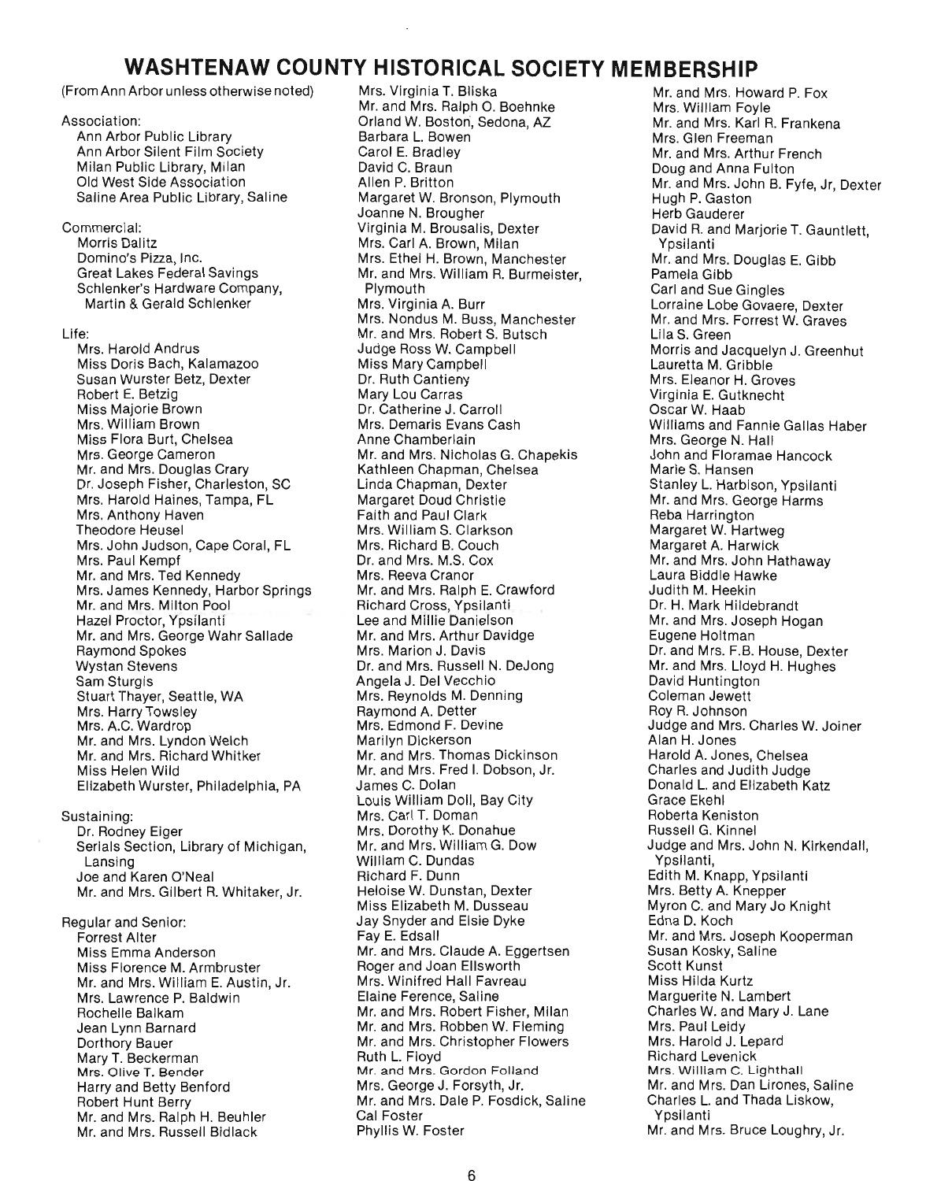# WASHTENAW COUNTY HISTORICAL SOCIETY MEMBERSHIP

(From Ann Arbor unless otherwise noted)

Association:
- Ann Arbor Public Library
- Ann Arbor Silent Film Society
- Milan Public Library, Milan
- Old West Side Association
- Saline Area Public Library, Saline

Commercial:
- Morris Dalitz
- Domino's Pizza, Inc.
- Great Lakes Federal Savings
- Schlenker's Hardware Company, Martin & Gerald Schlenker

Life:
- Mrs. Harold Andrus
- Miss Doris Bach, Kalamazoo
- Susan Wurster Betz, Dexter
- Robert E. Betzig
- Miss Majorie Brown
- Mrs. William Brown
- Miss Flora Burt, Chelsea
- Mrs. George Cameron
- Mr. and Mrs. Douglas Crary
- Dr. Joseph Fisher, Charleston, SC
- Mrs. Harold Haines, Tampa, FL
- Mrs. Anthony Haven
- Theodore Heusel
- Mrs. John Judson, Cape Coral, FL
- Mrs. Paul Kempf
- Mr. and Mrs. Ted Kennedy
- Mrs. James Kennedy, Harbor Springs
- Mr. and Mrs. Milton Pool
- Hazel Proctor, Ypsilanti
- Mr. and Mrs. George Wahr Sallade
- Raymond Spokes
- Wystan Stevens
- Sam Sturgis
- Stuart Thayer, Seattle, WA
- Mrs. Harry Towsley
- Mrs. A.C. Wardrop
- Mr. and Mrs. Lyndon Welch
- Mr. and Mrs. Richard Whitker
- Miss Helen Wild
- Elizabeth Wurster, Philadelphia, PA

Sustaining:
- Dr. Rodney Eiger
- Serials Section, Library of Michigan, Lansing
- Joe and Karen O'Neal
- Mr. and Mrs. Gilbert R. Whitaker, Jr.

Regular and Senior:
- Forrest Alter
- Miss Emma Anderson
- Miss Florence M. Armbruster
- Mr. and Mrs. William E. Austin, Jr.
- Mrs. Lawrence P. Baldwin
- Rochelle Balkam
- Jean Lynn Barnard
- Dorthory Bauer
- Mary T. Beckerman
- Mrs. Olive T. Bender
- Harry and Betty Benford
- Robert Hunt Berry
- Mr. and Mrs. Ralph H. Beuhler
- Mr. and Mrs. Russell Bidlack
- Mrs. Virginia T. Bliska
- Mr. and Mrs. Ralph O. Boehnke
- Orland W. Boston, Sedona, AZ
- Barbara L. Bowen
- Carol E. Bradley
- David C. Braun
- Allen P. Britton
- Margaret W. Bronson, Plymouth
- Joanne N. Brougher
- Virginia M. Brousalis, Dexter
- Mrs. Carl A. Brown, Milan
- Mrs. Ethel H. Brown, Manchester
- Mr. and Mrs. William R. Burmeister, Plymouth
- Mrs. Virginia A. Burr
- Mrs. Nondus M. Buss, Manchester
- Mr. and Mrs. Robert S. Butsch
- Judge Ross W. Campbell
- Miss Mary Campbell
- Dr. Ruth Cantieny
- Mary Lou Carras
- Dr. Catherine J. Carroll
- Mrs. Demaris Evans Cash
- Anne Chamberlain
- Mr. and Mrs. Nicholas G. Chapekis
- Kathleen Chapman, Chelsea
- Linda Chapman, Dexter
- Margaret Doud Christie
- Faith and Paul Clark
- Mrs. William S. Clarkson
- Mrs. Richard B. Couch
- Dr. and Mrs. M.S. Cox
- Mrs. Reeva Cranor
- Mr. and Mrs. Ralph E. Crawford
- Richard Cross, Ypsilanti
- Lee and Millie Danielson
- Mr. and Mrs. Arthur Davidge
- Mrs. Marion J. Davis
- Dr. and Mrs. Russell N. DeJong
- Angela J. Del Vecchio
- Mrs. Reynolds M. Denning
- Raymond A. Detter
- Mrs. Edmond F. Devine
- Marilyn Dickerson
- Mr. and Mrs. Thomas Dickinson
- Mr. and Mrs. Fred I. Dobson, Jr.
- James C. Dolan
- Louis William Doll, Bay City
- Mrs. Carl T. Doman
- Mrs. Dorothy K. Donahue
- Mr. and Mrs. William G. Dow
- William C. Dundas
- Richard F. Dunn
- Heloise W. Dunstan, Dexter
- Miss Elizabeth M. Dusseau
- Jay Snyder and Elsie Dyke
- Fay E. Edsall
- Mr. and Mrs. Claude A. Eggertsen
- Roger and Joan Ellsworth
- Mrs. Winifred Hall Favreau
- Elaine Ference, Saline
- Mr. and Mrs. Robert Fisher, Milan
- Mr. and Mrs. Robben W. Fleming
- Mr. and Mrs. Christopher Flowers
- Ruth L. Floyd
- Mr. and Mrs. Gordon Folland
- Mrs. George J. Forsyth, Jr.
- Mr. and Mrs. Dale P. Fosdick, Saline
- Cal Foster
- Phyllis W. Foster
- Mr. and Mrs. Howard P. Fox
- Mrs. William Foyle
- Mr. and Mrs. Karl R. Frankena
- Mrs. Glen Freeman
- Mr. and Mrs. Arthur French
- Doug and Anna Fulton
- Mr. and Mrs. John B. Fyfe, Jr, Dexter
- Hugh P. Gaston
- Herb Gauderer
- David R. and Marjorie T. Gauntlett, Ypsilanti
- Mr. and Mrs. Douglas E. Gibb
- Pamela Gibb
- Carl and Sue Gingles
- Lorraine Lobe Govaere, Dexter
- Mr. and Mrs. Forrest W. Graves
- Lila S. Green
- Morris and Jacquelyn J. Greenhut
- Lauretta M. Gribble
- Mrs. Eleanor H. Groves
- Virginia E. Gutknecht
- Oscar W. Haab
- Williams and Fannie Gallas Haber
- Mrs. George N. Hall
- John and Floramae Hancock
- Marie S. Hansen
- Stanley L. Harbison, Ypsilanti
- Mr. and Mrs. George Harms
- Reba Harrington
- Margaret W. Hartweg
- Margaret A. Harwick
- Mr. and Mrs. John Hathaway
- Laura Biddle Hawke
- Judith M. Heekin
- Dr. H. Mark Hildebrandt
- Mr. and Mrs. Joseph Hogan
- Eugene Holtman
- Dr. and Mrs. F.B. House, Dexter
- Mr. and Mrs. Lloyd H. Hughes
- David Huntington
- Coleman Jewett
- Roy R. Johnson
- Judge and Mrs. Charles W. Joiner
- Alan H. Jones
- Harold A. Jones, Chelsea
- Charles and Judith Judge
- Donald L. and Elizabeth Katz
- Grace Ekehl
- Roberta Keniston
- Russell G. Kinnel
- Judge and Mrs. John N. Kirkendall, Ypsilanti,
- Edith M. Knapp, Ypsilanti
- Mrs. Betty A. Knepper
- Myron C. and Mary Jo Knight
- Edna D. Koch
- Mr. and Mrs. Joseph Kooperman
- Susan Kosky, Saline
- Scott Kunst
- Miss Hilda Kurtz
- Marguerite N. Lambert
- Charles W. and Mary J. Lane
- Mrs. Paul Leidy
- Mrs. Harold J. Lepard
- Richard Levenick
- Mrs. William C. Lighthall
- Mr. and Mrs. Dan Lirones, Saline
- Charles L. and Thada Liskow, Ypsilanti
- Mr. and Mrs. Bruce Loughry, Jr.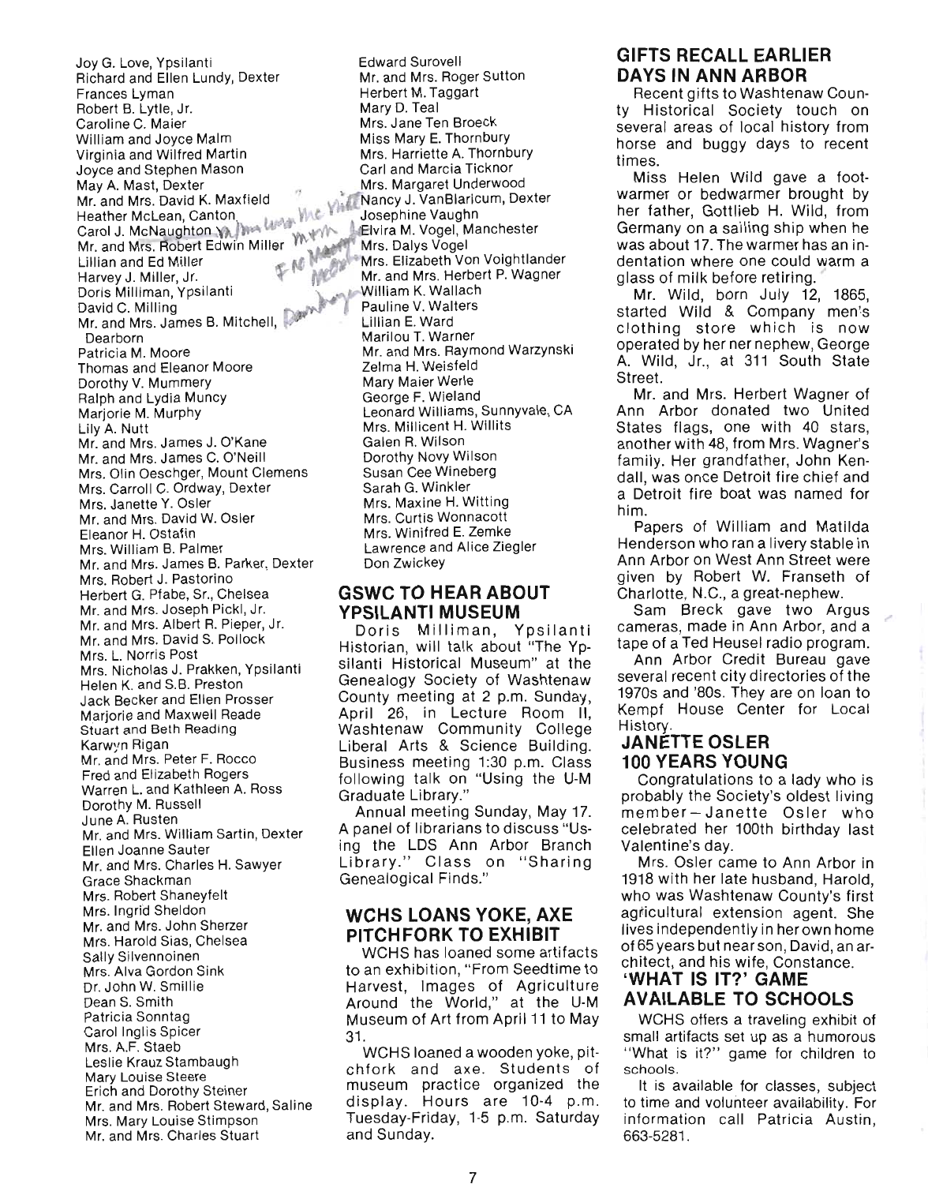Joy G. Love, Ypsilanti
Richard and Ellen Lundy, Dexter
Frances Lyman
Robert B. Lytle, Jr.
Caroline C. Maier
William and Joyce Malm
Virginia and Wilfred Martin
Joyce and Stephen Mason
May A. Mast, Dexter
Mr. and Mrs. David K. Maxfield
Heather McLean, Canton
Carol J. McNaughton
Mr. and Mrs. Robert Edwin Miller
Lillian and Ed Miller
Harvey J. Miller, Jr.
Doris Milliman, Ypsilanti
David C. Milling
Mr. and Mrs. James B. Mitchell, Dearborn
Patricia M. Moore
Thomas and Eleanor Moore
Dorothy V. Mummery
Ralph and Lydia Muncy
Marjorie M. Murphy
Lily A. Nutt
Mr. and Mrs. James J. O'Kane
Mr. and Mrs. James C. O'Neill
Mrs. Olin Oeschger, Mount Clemens
Mrs. Carroll C. Ordway, Dexter
Mrs. Janette Y. Osler
Mr. and Mrs. David W. Osler
Eleanor H. Ostafin
Mrs. William B. Palmer
Mr. and Mrs. James B. Parker, Dexter
Mrs. Robert J. Pastorino
Herbert G. Pfabe, Sr., Chelsea
Mr. and Mrs. Joseph Pickl, Jr.
Mr. and Mrs. Albert R. Pieper, Jr.
Mr. and Mrs. David S. Pollock
Mrs. L. Norris Post
Mrs. Nicholas J. Prakken, Ypsilanti
Helen K. and S.B. Preston
Jack Becker and Ellen Prosser
Marjorie and Maxwell Reade
Stuart and Beth Reading
Karwyn Rigan
Mr. and Mrs. Peter F. Rocco
Fred and Elizabeth Rogers
Warren L. and Kathleen A. Ross
Dorothy M. Russell
June A. Rusten
Mr. and Mrs. William Sartin, Dexter
Ellen Joanne Sauter
Mr. and Mrs. Charles H. Sawyer
Grace Shackman
Mrs. Robert Shaneyfelt
Mrs. Ingrid Sheldon
Mr. and Mrs. John Sherzer
Mrs. Harold Sias, Chelsea
Sally Silvennoinen
Mrs. Alva Gordon Sink
Dr. John W. Smillie
Dean S. Smith
Patricia Sonntag
Carol Inglis Spicer
Mrs. A.F. Staeb
Leslie Krauz Stambaugh
Mary Louise Steere
Erich and Dorothy Steiner
Mr. and Mrs. Robert Steward, Saline
Mrs. Mary Louise Stimpson
Mr. and Mrs. Charles Stuart
Edward Surovell
Mr. and Mrs. Roger Sutton
Herbert M. Taggart
Mary D. Teal
Mrs. Jane Ten Broeck
Miss Mary E. Thornbury
Mrs. Harriette A. Thornbury
Carl and Marcia Ticknor
Mrs. Margaret Underwood
Nancy J. VanBlaricum, Dexter
Josephine Vaughn
Elvira M. Vogel, Manchester
Mrs. Dalys Vogel
Mrs. Elizabeth Von Voightlander
Mr. and Mrs. Herbert P. Wagner
William K. Wallach
Pauline V. Walters
Lillian E. Ward
Marilou T. Warner
Mr. and Mrs. Raymond Warzynski
Zelma H. Weisfeld
Mary Maier Werle
George F. Wieland
Leonard Williams, Sunnyvale, CA
Mrs. Millicent H. Willits
Galen R. Wilson
Dorothy Novy Wilson
Susan Cee Wineberg
Sarah G. Winkler
Mrs. Maxine H. Witting
Mrs. Curtis Wonnacott
Mrs. Winifred E. Zemke
Lawrence and Alice Ziegler
Don Zwickey

## GSWC TO HEAR ABOUT YPSILANTI MUSEUM

Doris Milliman, Ypsilanti Historian, will talk about "The Ypsilanti Historical Museum" at the Genealogy Society of Washtenaw County meeting at 2 p.m. Sunday, April 26, in Lecture Room II, Washtenaw Community College Liberal Arts & Science Building. Business meeting 1:30 p.m. Class following talk on "Using the U-M Graduate Library."

Annual meeting Sunday, May 17. A panel of librarians to discuss "Using the LDS Ann Arbor Branch Library." Class on "Sharing Genealogical Finds."

## WCHS LOANS YOKE, AXE PITCHFORK TO EXHIBIT

WCHS has loaned some artifacts to an exhibition, "From Seedtime to Harvest, Images of Agriculture Around the World," at the U-M Museum of Art from April 11 to May 31.

WCHS loaned a wooden yoke, pitchfork and axe. Students of museum practice organized the display. Hours are 10-4 p.m. Tuesday-Friday, 1-5 p.m. Saturday and Sunday.

## GIFTS RECALL EARLIER DAYS IN ANN ARBOR

Recent gifts to Washtenaw County Historical Society touch on several areas of local history from horse and buggy days to recent times.

Miss Helen Wild gave a footwarmer or bedwarmer brought by her father, Gottlieb H. Wild, from Germany on a sailing ship when he was about 17. The warmer has an indentation where one could warm a glass of milk before retiring.

Mr. Wild, born July 12, 1865, started Wild & Company men's clothing store which is now operated by her ner nephew, George A. Wild, Jr., at 311 South State Street.

Mr. and Mrs. Herbert Wagner of Ann Arbor donated two United States flags, one with 40 stars, another with 48, from Mrs. Wagner's family. Her grandfather, John Kendall, was once Detroit fire chief and a Detroit fire boat was named for him.

Papers of William and Matilda Henderson who ran a livery stable in Ann Arbor on West Ann Street were given by Robert W. Franseth of Charlotte, N.C., a great-nephew.

Sam Breck gave two Argus cameras, made in Ann Arbor, and a tape of a Ted Heusel radio program.

Ann Arbor Credit Bureau gave several recent city directories of the 1970s and '80s. They are on loan to Kempf House Center for Local History.

## JANETTE OSLER 100 YEARS YOUNG

Congratulations to a lady who is probably the Society's oldest living member—Janette Osler who celebrated her 100th birthday last Valentine's day.

Mrs. Osler came to Ann Arbor in 1918 with her late husband, Harold, who was Washtenaw County's first agricultural extension agent. She lives independently in her own home of 65 years but near son, David, an architect, and his wife, Constance.

## 'WHAT IS IT?' GAME AVAILABLE TO SCHOOLS

WCHS offers a traveling exhibit of small artifacts set up as a humorous "What is it?" game for children to schools.

It is available for classes, subject to time and volunteer availability. For information call Patricia Austin, 663-5281.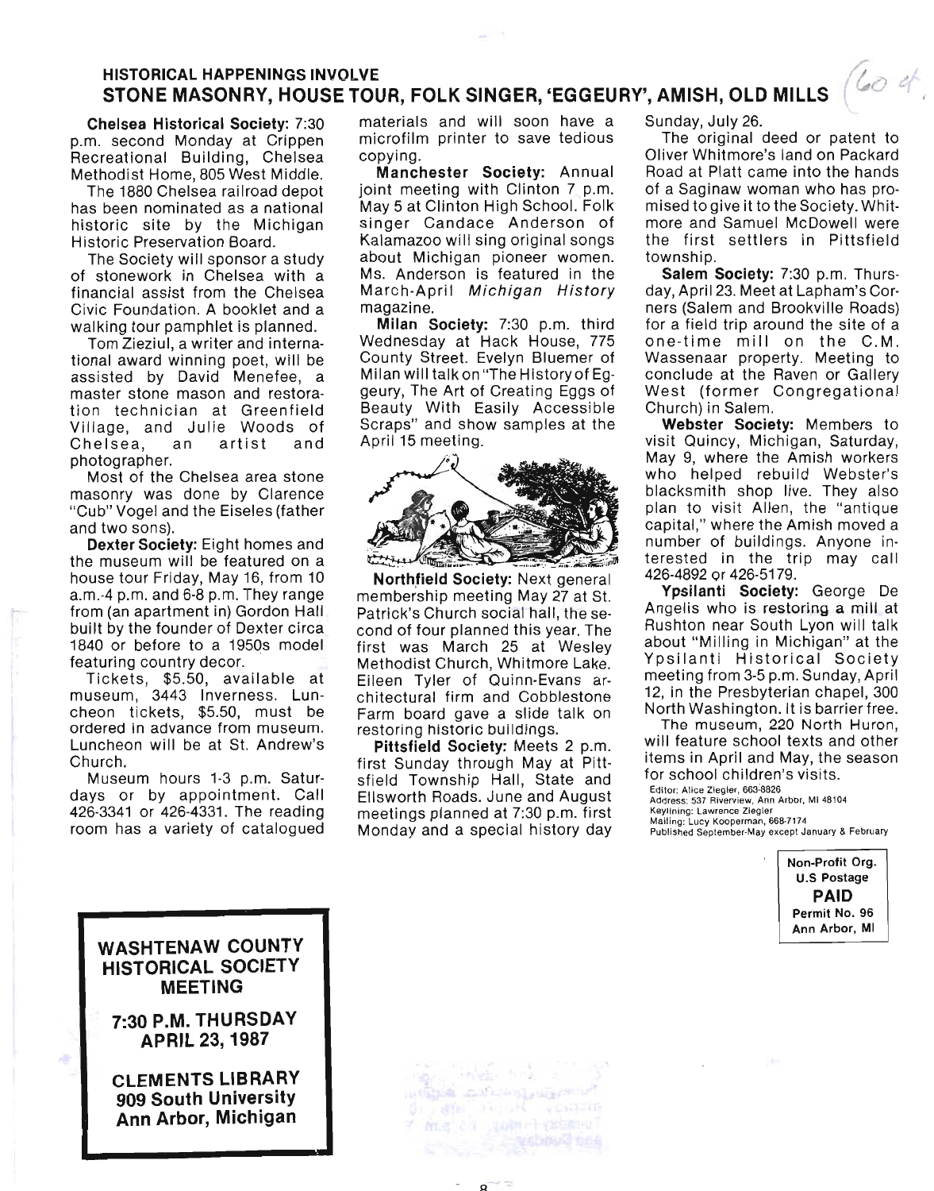## HISTORICAL HAPPENINGS INVOLVE

# STONE MASONRY, HOUSE TOUR, FOLK SINGER, 'EGGEURY', AMISH, OLD MILLS

**Chelsea Historical Society:** 7:30 p.m. second Monday at Crippen Recreational Building, Chelsea Methodist Home, 805 West Middle.

The 1880 Chelsea railroad depot has been nominated as a national historic site by the Michigan Historic Preservation Board.

The Society will sponsor a study of stonework in Chelsea with a financial assist from the Chelsea Civic Foundation. A booklet and a walking tour pamphlet is planned.

Tom Zieziul, a writer and international award winning poet, will be assisted by David Menefee, a master stone mason and restoration technician at Greenfield Village, and Julie Woods of Chelsea, an artist and photographer.

Most of the Chelsea area stone masonry was done by Clarence "Cub" Vogel and the Eiseles (father and two sons).

**Dexter Society:** Eight homes and the museum will be featured on a house tour Friday, May 16, from 10 a.m.-4 p.m. and 6-8 p.m. They range from (an apartment in) Gordon Hall built by the founder of Dexter circa 1840 or before to a 1950s model featuring country decor.

Tickets, $5.50, available at museum, 3443 Inverness. Luncheon tickets, $5.50, must be ordered in advance from museum. Luncheon will be at St. Andrew's Church.

Museum hours 1-3 p.m. Saturdays or by appointment. Call 426-3341 or 426-4331. The reading room has a variety of catalogued materials and will soon have a microfilm printer to save tedious copying.

**Manchester Society:** Annual joint meeting with Clinton 7 p.m. May 5 at Clinton High School. Folk singer Candace Anderson of Kalamazoo will sing original songs about Michigan pioneer women. Ms. Anderson is featured in the March-April *Michigan History* magazine.

**Milan Society:** 7:30 p.m. third Wednesday at Hack House, 775 County Street. Evelyn Bluemer of Milan will talk on "The History of Eggeury, The Art of Creating Eggs of Beauty With Easily Accessible Scraps" and show samples at the April 15 meeting.

**Northfield Society:** Next general membership meeting May 27 at St. Patrick's Church social hall, the second of four planned this year. The first was March 25 at Wesley Methodist Church, Whitmore Lake. Eileen Tyler of Quinn-Evans architectural firm and Cobblestone Farm board gave a slide talk on restoring historic buildings.

**Pittsfield Society:** Meets 2 p.m. first Sunday through May at Pittsfield Township Hall, State and Ellsworth Roads. June and August meetings planned at 7:30 p.m. first Monday and a special history day Sunday, July 26.

The original deed or patent to Oliver Whitmore's land on Packard Road at Platt came into the hands of a Saginaw woman who has promised to give it to the Society. Whitmore and Samuel McDowell were the first settlers in Pittsfield township.

**Salem Society:** 7:30 p.m. Thursday, April 23. Meet at Lapham's Corners (Salem and Brookville Roads) for a field trip around the site of a one-time mill on the C.M. Wassenaar property. Meeting to conclude at the Raven or Gallery West (former Congregational Church) in Salem.

**Webster Society:** Members to visit Quincy, Michigan, Saturday, May 9, where the Amish workers who helped rebuild Webster's blacksmith shop live. They also plan to visit Allen, the "antique capital," where the Amish moved a number of buildings. Anyone interested in the trip may call 426-4892 or 426-5179.

**Ypsilanti Society:** George De Angelis who is restoring a mill at Rushton near South Lyon will talk about "Milling in Michigan" at the Ypsilanti Historical Society meeting from 3-5 p.m. Sunday, April 12, in the Presbyterian chapel, 300 North Washington. It is barrier free.

The museum, 220 North Huron, will feature school texts and other items in April and May, the season for school children's visits.

Editor: Alice Ziegler, 663-8826
Address: 537 Riverview, Ann Arbor, MI 48104
Keylining: Lawrence Ziegler
Mailing: Lucy Kooperman, 668-7174
Published September-May except January & February

Non-Profit Org.
U.S Postage
**PAID**
Permit No. 96
Ann Arbor, MI

**WASHTENAW COUNTY HISTORICAL SOCIETY MEETING**

**7:30 P.M. THURSDAY APRIL 23, 1987**

**CLEMENTS LIBRARY**
**909 South University**
**Ann Arbor, Michigan**